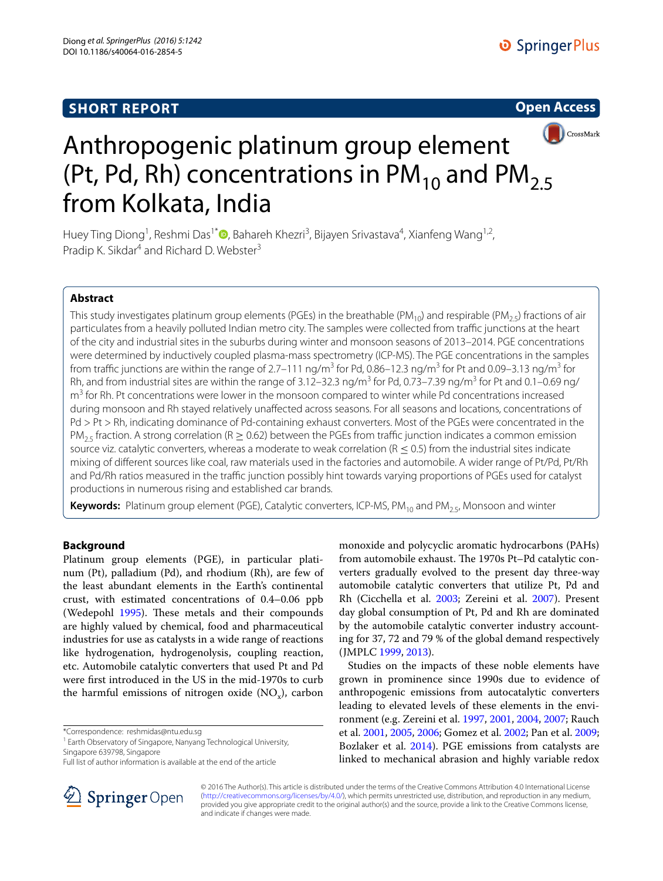SHORT REPORT

Open Access

# Anthropogenic platinum group element (Pt, Pd, Rh) concentrations in $PM_{10}$ and $PM_{2.5}$ from Kolkata, India

Huey Ting Diong[1], Reshmi Das[1*], Bahareh Khezri[3], Bijayen Srivastava[4], Xianfeng Wang[1,2], Pradip K. Sikdar[4] and Richard D. Webster[3]

## Abstract

This study investigates platinum group elements (PGEs) in the breathable ($PM_{10}$) and respirable ($PM_{2.5}$) fractions of air particulates from a heavily polluted Indian metro city. The samples were collected from traffic junctions at the heart of the city and industrial sites in the suburbs during winter and monsoon seasons of 2013–2014. PGE concentrations were determined by inductively coupled plasma-mass spectrometry (ICP-MS). The PGE concentrations in the samples from traffic junctions are within the range of 2.7–111 ng/$m^3$ for Pd, 0.86–12.3 ng/$m^3$ for Pt and 0.09–3.13 ng/$m^3$ for Rh, and from industrial sites are within the range of 3.12–32.3 ng/$m^3$ for Pd, 0.73–7.39 ng/$m^3$ for Pt and 0.1–0.69 ng/$m^3$ for Rh. Pt concentrations were lower in the monsoon compared to winter while Pd concentrations increased during monsoon and Rh stayed relatively unaffected across seasons. For all seasons and locations, concentrations of Pd > Pt > Rh, indicating dominance of Pd-containing exhaust converters. Most of the PGEs were concentrated in the $PM_{2.5}$ fraction. A strong correlation ($R \geq 0.62$) between the PGEs from traffic junction indicates a common emission source viz. catalytic converters, whereas a moderate to weak correlation ($R \leq 0.5$) from the industrial sites indicate mixing of different sources like coal, raw materials used in the factories and automobile. A wider range of Pt/Pd, Pt/Rh and Pd/Rh ratios measured in the traffic junction possibly hint towards varying proportions of PGEs used for catalyst productions in numerous rising and established car brands.

**Keywords:** Platinum group element (PGE), Catalytic converters, ICP-MS, $PM_{10}$ and $PM_{2.5}$, Monsoon and winter

## Background

Platinum group elements (PGE), in particular platinum (Pt), palladium (Pd), and rhodium (Rh), are few of the least abundant elements in the Earth's continental crust, with estimated concentrations of 0.4–0.06 ppb (Wedepohl 1995). These metals and their compounds are highly valued by chemical, food and pharmaceutical industries for use as catalysts in a wide range of reactions like hydrogenation, hydrogenolysis, coupling reaction, etc. Automobile catalytic converters that used Pt and Pd were first introduced in the US in the mid-1970s to curb the harmful emissions of nitrogen oxide ($NO_x$), carbon monoxide and polycyclic aromatic hydrocarbons (PAHs) from automobile exhaust. The 1970s Pt–Pd catalytic converters gradually evolved to the present day three-way automobile catalytic converters that utilize Pt, Pd and Rh (Cicchella et al. 2003; Zereini et al. 2007). Present day global consumption of Pt, Pd and Rh are dominated by the automobile catalytic converter industry accounting for 37, 72 and 79 % of the global demand respectively (JMPLC 1999, 2013).

Studies on the impacts of these noble elements have grown in prominence since 1990s due to evidence of anthropogenic emissions from autocatalytic converters leading to elevated levels of these elements in the environment (e.g. Zereini et al. 1997, 2001, 2004, 2007; Rauch et al. 2001, 2005, 2006; Gomez et al. 2002; Pan et al. 2009; Bozlaker et al. 2014). PGE emissions from catalysts are linked to mechanical abrasion and highly variable redox

*Correspondence: reshmidas@ntu.edu.sg
[1] Earth Observatory of Singapore, Nanyang Technological University, Singapore 639798, Singapore
Full list of author information is available at the end of the article

© 2016 The Author(s). This article is distributed under the terms of the Creative Commons Attribution 4.0 International License (http://creativecommons.org/licenses/by/4.0/), which permits unrestricted use, distribution, and reproduction in any medium, provided you give appropriate credit to the original author(s) and the source, provide a link to the Creative Commons license, and indicate if changes were made.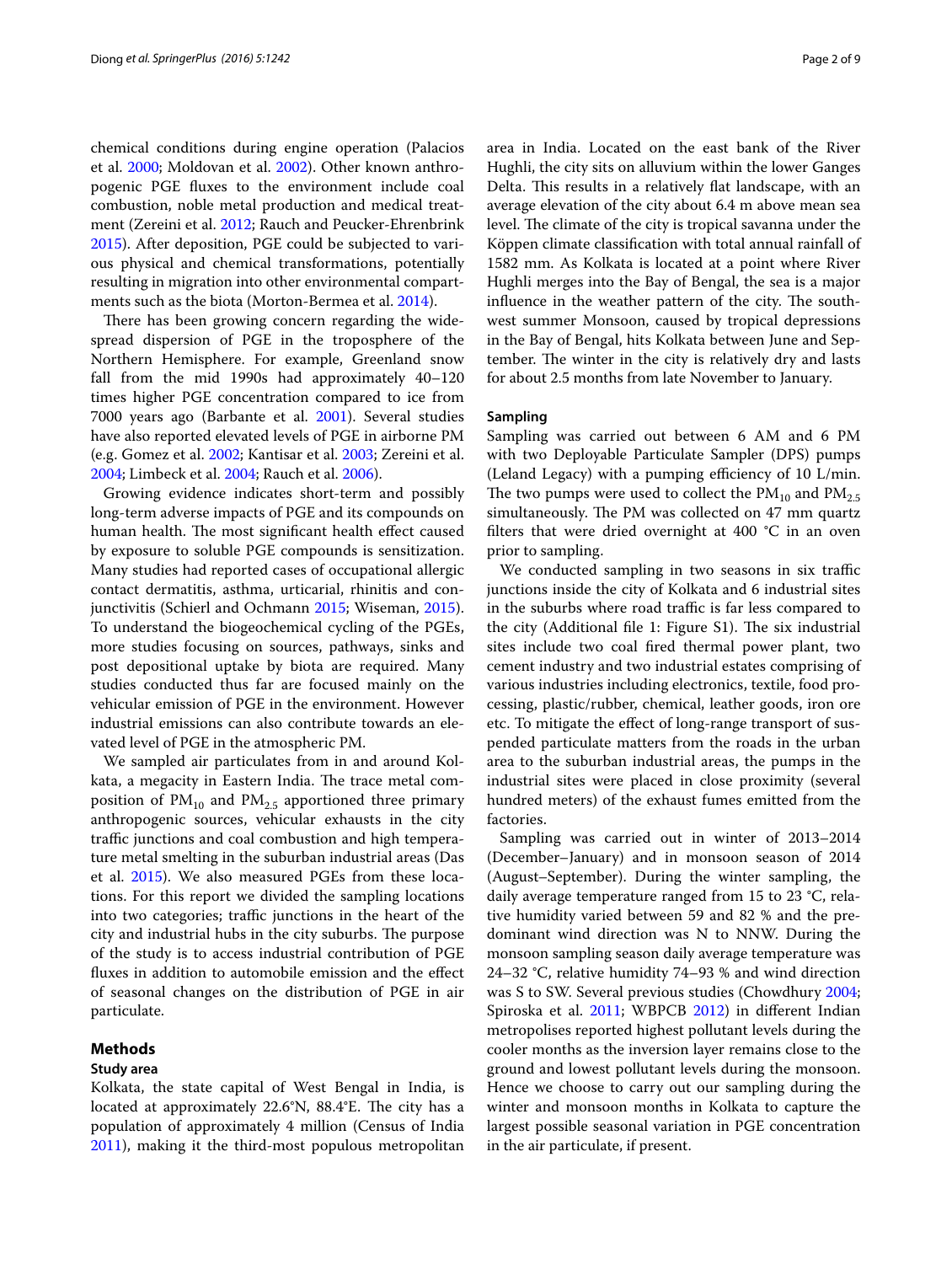chemical conditions during engine operation (Palacios et al. 2000; Moldovan et al. 2002). Other known anthropogenic PGE fluxes to the environment include coal combustion, noble metal production and medical treatment (Zereini et al. 2012; Rauch and Peucker-Ehrenbrink 2015). After deposition, PGE could be subjected to various physical and chemical transformations, potentially resulting in migration into other environmental compartments such as the biota (Morton-Bermea et al. 2014).

There has been growing concern regarding the widespread dispersion of PGE in the troposphere of the Northern Hemisphere. For example, Greenland snow fall from the mid 1990s had approximately 40–120 times higher PGE concentration compared to ice from 7000 years ago (Barbante et al. 2001). Several studies have also reported elevated levels of PGE in airborne PM (e.g. Gomez et al. 2002; Kantisar et al. 2003; Zereini et al. 2004; Limbeck et al. 2004; Rauch et al. 2006).

Growing evidence indicates short-term and possibly long-term adverse impacts of PGE and its compounds on human health. The most significant health effect caused by exposure to soluble PGE compounds is sensitization. Many studies had reported cases of occupational allergic contact dermatitis, asthma, urticarial, rhinitis and conjunctivitis (Schierl and Ochmann 2015; Wiseman, 2015). To understand the biogeochemical cycling of the PGEs, more studies focusing on sources, pathways, sinks and post depositional uptake by biota are required. Many studies conducted thus far are focused mainly on the vehicular emission of PGE in the environment. However industrial emissions can also contribute towards an elevated level of PGE in the atmospheric PM.

We sampled air particulates from in and around Kolkata, a megacity in Eastern India. The trace metal composition of $PM_{10}$ and $PM_{2.5}$ apportioned three primary anthropogenic sources, vehicular exhausts in the city traffic junctions and coal combustion and high temperature metal smelting in the suburban industrial areas (Das et al. 2015). We also measured PGEs from these locations. For this report we divided the sampling locations into two categories; traffic junctions in the heart of the city and industrial hubs in the city suburbs. The purpose of the study is to access industrial contribution of PGE fluxes in addition to automobile emission and the effect of seasonal changes on the distribution of PGE in air particulate.

## Methods

### Study area

Kolkata, the state capital of West Bengal in India, is located at approximately 22.6°N, 88.4°E. The city has a population of approximately 4 million (Census of India 2011), making it the third-most populous metropolitan area in India. Located on the east bank of the River Hughli, the city sits on alluvium within the lower Ganges Delta. This results in a relatively flat landscape, with an average elevation of the city about 6.4 m above mean sea level. The climate of the city is tropical savanna under the Köppen climate classification with total annual rainfall of 1582 mm. As Kolkata is located at a point where River Hughli merges into the Bay of Bengal, the sea is a major influence in the weather pattern of the city. The southwest summer Monsoon, caused by tropical depressions in the Bay of Bengal, hits Kolkata between June and September. The winter in the city is relatively dry and lasts for about 2.5 months from late November to January.

### Sampling

Sampling was carried out between 6 AM and 6 PM with two Deployable Particulate Sampler (DPS) pumps (Leland Legacy) with a pumping efficiency of 10 L/min. The two pumps were used to collect the $PM_{10}$ and $PM_{2.5}$ simultaneously. The PM was collected on 47 mm quartz filters that were dried overnight at 400 °C in an oven prior to sampling.

We conducted sampling in two seasons in six traffic junctions inside the city of Kolkata and 6 industrial sites in the suburbs where road traffic is far less compared to the city (Additional file 1: Figure S1). The six industrial sites include two coal fired thermal power plant, two cement industry and two industrial estates comprising of various industries including electronics, textile, food processing, plastic/rubber, chemical, leather goods, iron ore etc. To mitigate the effect of long-range transport of suspended particulate matters from the roads in the urban area to the suburban industrial areas, the pumps in the industrial sites were placed in close proximity (several hundred meters) of the exhaust fumes emitted from the factories.

Sampling was carried out in winter of 2013–2014 (December–January) and in monsoon season of 2014 (August–September). During the winter sampling, the daily average temperature ranged from 15 to 23 °C, relative humidity varied between 59 and 82 % and the predominant wind direction was N to NNW. During the monsoon sampling season daily average temperature was 24–32 °C, relative humidity 74–93 % and wind direction was S to SW. Several previous studies (Chowdhury 2004; Spiroska et al. 2011; WBPCB 2012) in different Indian metropolises reported highest pollutant levels during the cooler months as the inversion layer remains close to the ground and lowest pollutant levels during the monsoon. Hence we choose to carry out our sampling during the winter and monsoon months in Kolkata to capture the largest possible seasonal variation in PGE concentration in the air particulate, if present.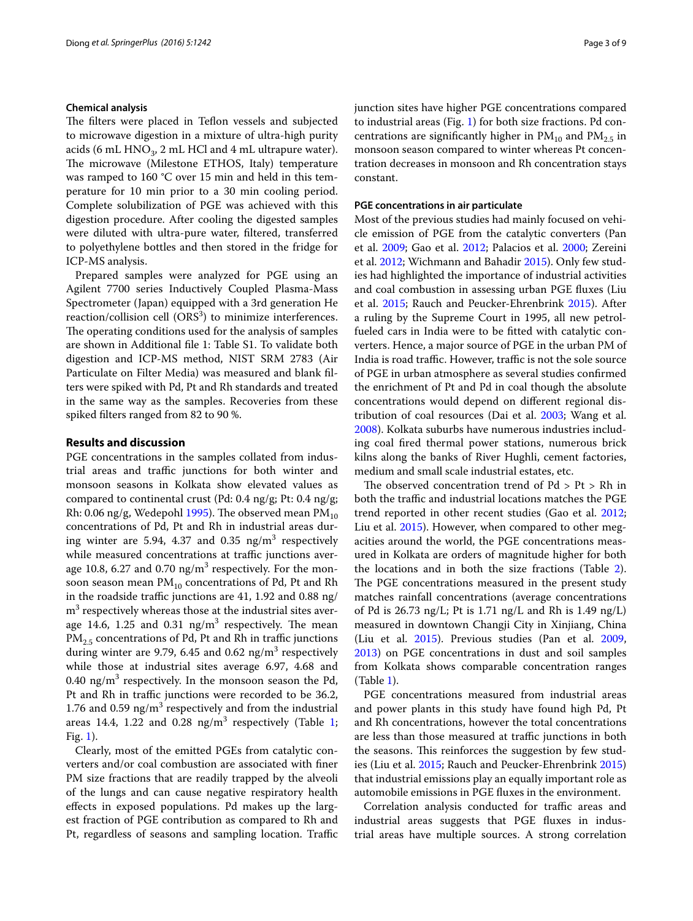### Chemical analysis

The filters were placed in Teflon vessels and subjected to microwave digestion in a mixture of ultra-high purity acids (6 mL $HNO_3$, 2 mL HCl and 4 mL ultrapure water). The microwave (Milestone ETHOS, Italy) temperature was ramped to 160 °C over 15 min and held in this temperature for 10 min prior to a 30 min cooling period. Complete solubilization of PGE was achieved with this digestion procedure. After cooling the digested samples were diluted with ultra-pure water, filtered, transferred to polyethylene bottles and then stored in the fridge for ICP-MS analysis.

Prepared samples were analyzed for PGE using an Agilent 7700 series Inductively Coupled Plasma-Mass Spectrometer (Japan) equipped with a 3rd generation He reaction/collision cell ($ORS^3$) to minimize interferences. The operating conditions used for the analysis of samples are shown in Additional file 1: Table S1. To validate both digestion and ICP-MS method, NIST SRM 2783 (Air Particulate on Filter Media) was measured and blank filters were spiked with Pd, Pt and Rh standards and treated in the same way as the samples. Recoveries from these spiked filters ranged from 82 to 90 %.

## Results and discussion

PGE concentrations in the samples collated from industrial areas and traffic junctions for both winter and monsoon seasons in Kolkata show elevated values as compared to continental crust (Pd: 0.4 ng/g; Pt: 0.4 ng/g; Rh: 0.06 ng/g, Wedepohl 1995). The observed mean $PM_{10}$ concentrations of Pd, Pt and Rh in industrial areas during winter are 5.94, 4.37 and 0.35 $ng/m^3$ respectively while measured concentrations at traffic junctions average 10.8, 6.27 and 0.70 $ng/m^3$ respectively. For the monsoon season mean $PM_{10}$ concentrations of Pd, Pt and Rh in the roadside traffic junctions are 41, 1.92 and 0.88 $ng/m^3$ respectively whereas those at the industrial sites average 14.6, 1.25 and 0.31 $ng/m^3$ respectively. The mean $PM_{2.5}$ concentrations of Pd, Pt and Rh in traffic junctions during winter are 9.79, 6.45 and 0.62 $ng/m^3$ respectively while those at industrial sites average 6.97, 4.68 and 0.40 $ng/m^3$ respectively. In the monsoon season the Pd, Pt and Rh in traffic junctions were recorded to be 36.2, 1.76 and 0.59 $ng/m^3$ respectively and from the industrial areas 14.4, 1.22 and 0.28 $ng/m^3$ respectively (Table 1; Fig. 1).

Clearly, most of the emitted PGEs from catalytic converters and/or coal combustion are associated with finer PM size fractions that are readily trapped by the alveoli of the lungs and can cause negative respiratory health effects in exposed populations. Pd makes up the largest fraction of PGE contribution as compared to Rh and Pt, regardless of seasons and sampling location. Traffic junction sites have higher PGE concentrations compared to industrial areas (Fig. 1) for both size fractions. Pd concentrations are significantly higher in $PM_{10}$ and $PM_{2.5}$ in monsoon season compared to winter whereas Pt concentration decreases in monsoon and Rh concentration stays constant.

### PGE concentrations in air particulate

Most of the previous studies had mainly focused on vehicle emission of PGE from the catalytic converters (Pan et al. 2009; Gao et al. 2012; Palacios et al. 2000; Zereini et al. 2012; Wichmann and Bahadir 2015). Only few studies had highlighted the importance of industrial activities and coal combustion in assessing urban PGE fluxes (Liu et al. 2015; Rauch and Peucker-Ehrenbrink 2015). After a ruling by the Supreme Court in 1995, all new petrol-fueled cars in India were to be fitted with catalytic converters. Hence, a major source of PGE in the urban PM of India is road traffic. However, traffic is not the sole source of PGE in urban atmosphere as several studies confirmed the enrichment of Pt and Pd in coal though the absolute concentrations would depend on different regional distribution of coal resources (Dai et al. 2003; Wang et al. 2008). Kolkata suburbs have numerous industries including coal fired thermal power stations, numerous brick kilns along the banks of River Hughli, cement factories, medium and small scale industrial estates, etc.

The observed concentration trend of Pd > Pt > Rh in both the traffic and industrial locations matches the PGE trend reported in other recent studies (Gao et al. 2012; Liu et al. 2015). However, when compared to other megacities around the world, the PGE concentrations measured in Kolkata are orders of magnitude higher for both the locations and in both the size fractions (Table 2). The PGE concentrations measured in the present study matches rainfall concentrations (average concentrations of Pd is 26.73 ng/L; Pt is 1.71 ng/L and Rh is 1.49 ng/L) measured in downtown Changji City in Xinjiang, China (Liu et al. 2015). Previous studies (Pan et al. 2009, 2013) on PGE concentrations in dust and soil samples from Kolkata shows comparable concentration ranges (Table 1).

PGE concentrations measured from industrial areas and power plants in this study have found high Pd, Pt and Rh concentrations, however the total concentrations are less than those measured at traffic junctions in both the seasons. This reinforces the suggestion by few studies (Liu et al. 2015; Rauch and Peucker-Ehrenbrink 2015) that industrial emissions play an equally important role as automobile emissions in PGE fluxes in the environment.

Correlation analysis conducted for traffic areas and industrial areas suggests that PGE fluxes in industrial areas have multiple sources. A strong correlation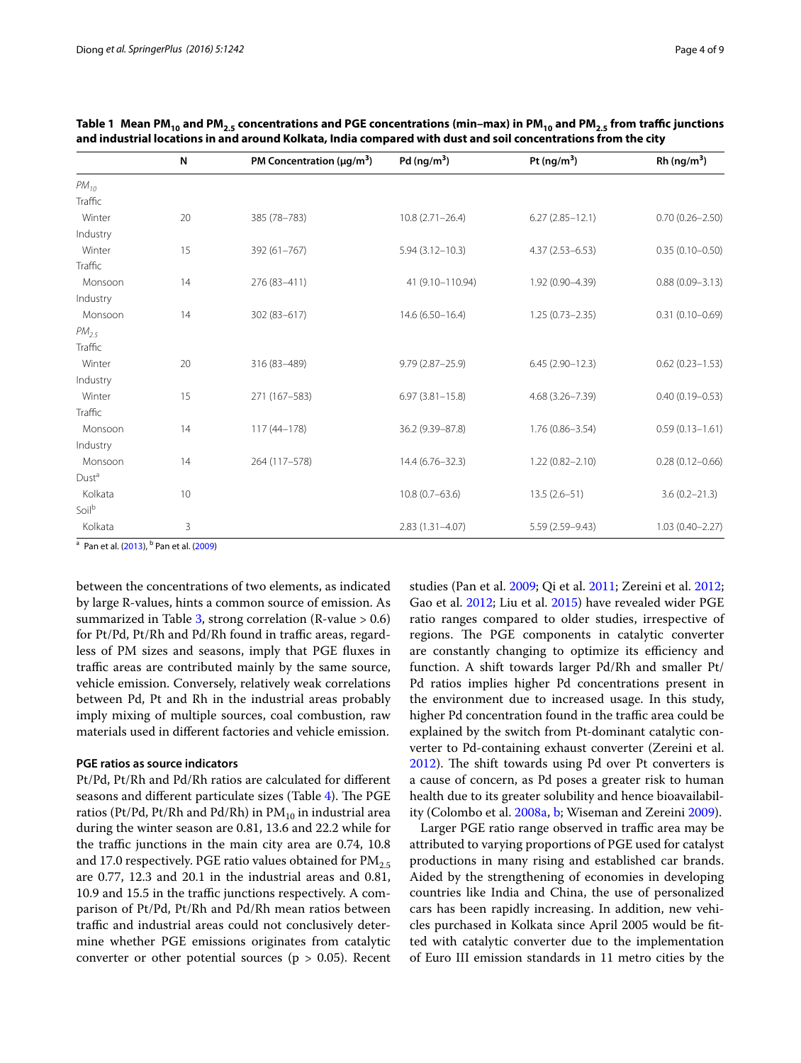**Table 1 Mean $PM_{10}$ and $PM_{2.5}$ concentrations and PGE concentrations (min–max) in $PM_{10}$ and $PM_{2.5}$ from traffic junctions and industrial locations in and around Kolkata, India compared with dust and soil concentrations from the city**

| | N | PM Concentration ($\mu g/m^3$) | Pd ($ng/m^3$) | Pt ($ng/m^3$) | Rh ($ng/m^3$) |
|---|---|---|---|---|---|
| *$PM_{10}$* | | | | | |
| Traffic | | | | | |
| Winter | 20 | 385 (78–783) | 10.8 (2.71–26.4) | 6.27 (2.85–12.1) | 0.70 (0.26–2.50) |
| Industry | | | | | |
| Winter | 15 | 392 (61–767) | 5.94 (3.12–10.3) | 4.37 (2.53–6.53) | 0.35 (0.10–0.50) |
| Traffic | | | | | |
| Monsoon | 14 | 276 (83–411) | 41 (9.10–110.94) | 1.92 (0.90–4.39) | 0.88 (0.09–3.13) |
| Industry | | | | | |
| Monsoon | 14 | 302 (83–617) | 14.6 (6.50–16.4) | 1.25 (0.73–2.35) | 0.31 (0.10–0.69) |
| *$PM_{2.5}$* | | | | | |
| Traffic | | | | | |
| Winter | 20 | 316 (83–489) | 9.79 (2.87–25.9) | 6.45 (2.90–12.3) | 0.62 (0.23–1.53) |
| Industry | | | | | |
| Winter | 15 | 271 (167–583) | 6.97 (3.81–15.8) | 4.68 (3.26–7.39) | 0.40 (0.19–0.53) |
| Traffic | | | | | |
| Monsoon | 14 | 117 (44–178) | 36.2 (9.39–87.8) | 1.76 (0.86–3.54) | 0.59 (0.13–1.61) |
| Industry | | | | | |
| Monsoon | 14 | 264 (117–578) | 14.4 (6.76–32.3) | 1.22 (0.82–2.10) | 0.28 (0.12–0.66) |
| Dust[a] | | | | | |
| Kolkata | 10 | | 10.8 (0.7–63.6) | 13.5 (2.6–51) | 3.6 (0.2–21.3) |
| Soil[b] | | | | | |
| Kolkata | 3 | | 2.83 (1.31–4.07) | 5.59 (2.59–9.43) | 1.03 (0.40–2.27) |

[a] Pan et al. (2013), [b] Pan et al. (2009)

between the concentrations of two elements, as indicated by large R-values, hints a common source of emission. As summarized in Table 3, strong correlation (R-value > 0.6) for Pt/Pd, Pt/Rh and Pd/Rh found in traffic areas, regardless of PM sizes and seasons, imply that PGE fluxes in traffic areas are contributed mainly by the same source, vehicle emission. Conversely, relatively weak correlations between Pd, Pt and Rh in the industrial areas probably imply mixing of multiple sources, coal combustion, raw materials used in different factories and vehicle emission.

#### PGE ratios as source indicators

Pt/Pd, Pt/Rh and Pd/Rh ratios are calculated for different seasons and different particulate sizes (Table 4). The PGE ratios (Pt/Pd, Pt/Rh and Pd/Rh) in $PM_{10}$ in industrial area during the winter season are 0.81, 13.6 and 22.2 while for the traffic junctions in the main city area are 0.74, 10.8 and 17.0 respectively. PGE ratio values obtained for $PM_{2.5}$ are 0.77, 12.3 and 20.1 in the industrial areas and 0.81, 10.9 and 15.5 in the traffic junctions respectively. A comparison of Pt/Pd, Pt/Rh and Pd/Rh mean ratios between traffic and industrial areas could not conclusively determine whether PGE emissions originates from catalytic converter or other potential sources ($p > 0.05$). Recent studies (Pan et al. 2009; Qi et al. 2011; Zereini et al. 2012; Gao et al. 2012; Liu et al. 2015) have revealed wider PGE ratio ranges compared to older studies, irrespective of regions. The PGE components in catalytic converter are constantly changing to optimize its efficiency and function. A shift towards larger Pd/Rh and smaller Pt/Pd ratios implies higher Pd concentrations present in the environment due to increased usage. In this study, higher Pd concentration found in the traffic area could be explained by the switch from Pt-dominant catalytic converter to Pd-containing exhaust converter (Zereini et al. 2012). The shift towards using Pd over Pt converters is a cause of concern, as Pd poses a greater risk to human health due to its greater solubility and hence bioavailability (Colombo et al. 2008a, b; Wiseman and Zereini 2009).

Larger PGE ratio range observed in traffic area may be attributed to varying proportions of PGE used for catalyst productions in many rising and established car brands. Aided by the strengthening of economies in developing countries like India and China, the use of personalized cars has been rapidly increasing. In addition, new vehicles purchased in Kolkata since April 2005 would be fitted with catalytic converter due to the implementation of Euro III emission standards in 11 metro cities by the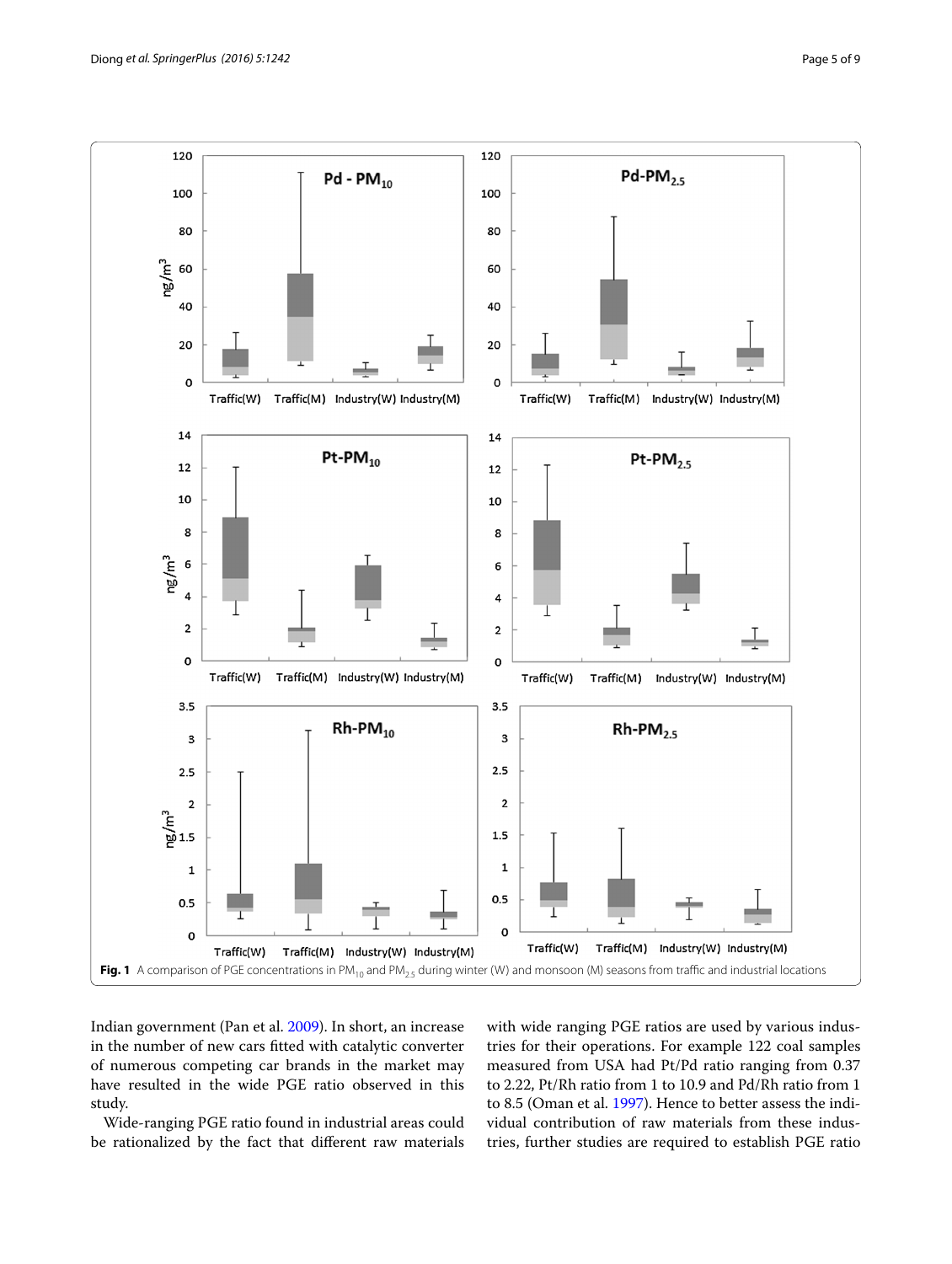Fig. 1 A comparison of PGE concentrations in $PM_{10}$ and $PM_{2.5}$ during winter (W) and monsoon (M) seasons from traffic and industrial locations

Indian government (Pan et al. 2009). In short, an increase in the number of new cars fitted with catalytic converter of numerous competing car brands in the market may have resulted in the wide PGE ratio observed in this study.

Wide-ranging PGE ratio found in industrial areas could be rationalized by the fact that different raw materials with wide ranging PGE ratios are used by various industries for their operations. For example 122 coal samples measured from USA had Pt/Pd ratio ranging from 0.37 to 2.22, Pt/Rh ratio from 1 to 10.9 and Pd/Rh ratio from 1 to 8.5 (Oman et al. 1997). Hence to better assess the individual contribution of raw materials from these industries, further studies are required to establish PGE ratio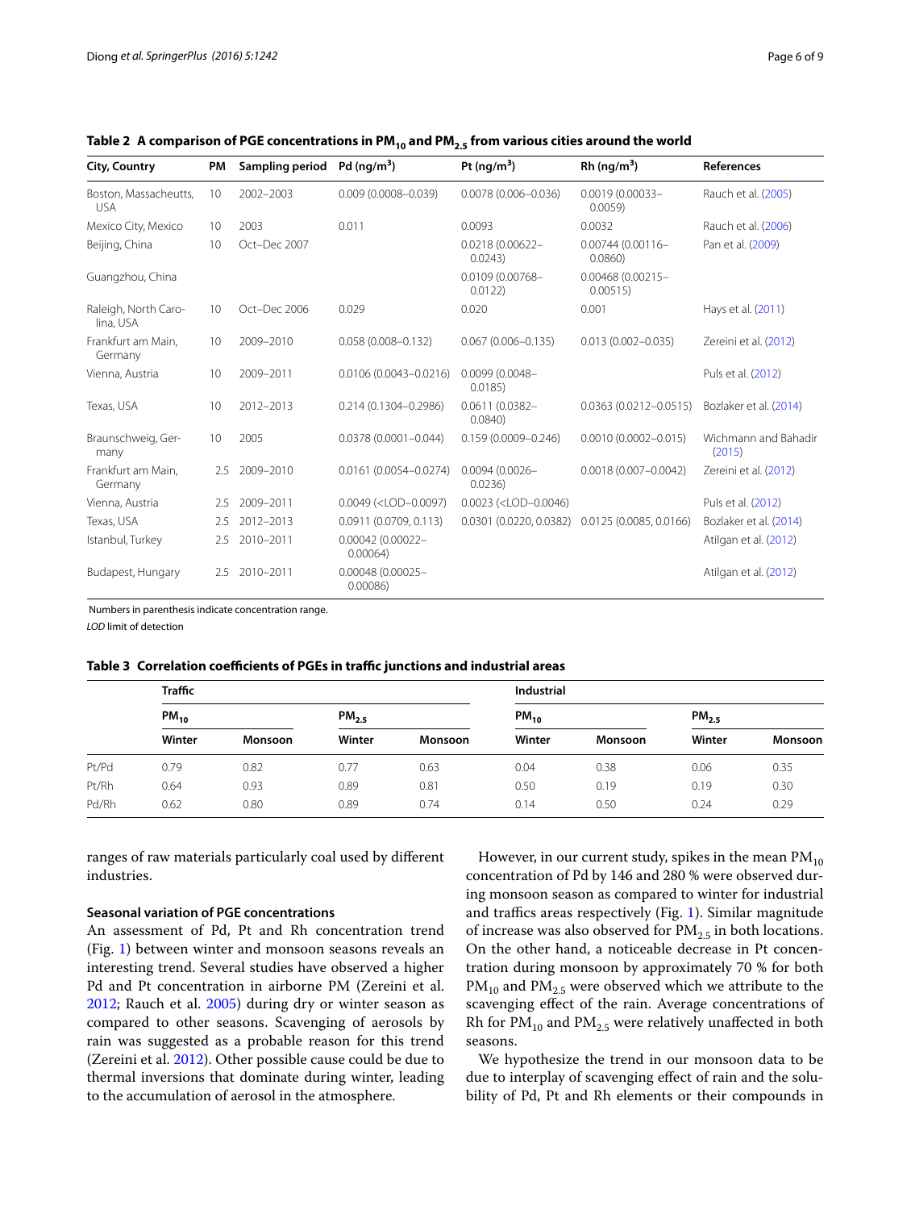**Table 2 A comparison of PGE concentrations in $PM_{10}$ and $PM_{2.5}$ from various cities around the world**

| City, Country | PM | Sampling period | Pd ($ng/m^3$) | Pt ($ng/m^3$) | Rh ($ng/m^3$) | References |
|---|---|---|---|---|---|---|
| Boston, Massacheutts, USA | 10 | 2002–2003 | 0.009 (0.0008–0.039) | 0.0078 (0.006–0.036) | 0.0019 (0.00033–0.0059) | Rauch et al. (2005) |
| Mexico City, Mexico | 10 | 2003 | 0.011 | 0.0093 | 0.0032 | Rauch et al. (2006) |
| Beijing, China | 10 | Oct–Dec 2007 | | 0.0218 (0.00622–0.0243) | 0.00744 (0.00116–0.0860) | Pan et al. (2009) |
| Guangzhou, China | | | | 0.0109 (0.00768–0.0122) | 0.00468 (0.00215–0.00515) | |
| Raleigh, North Carolina, USA | 10 | Oct–Dec 2006 | 0.029 | 0.020 | 0.001 | Hays et al. (2011) |
| Frankfurt am Main, Germany | 10 | 2009–2010 | 0.058 (0.008–0.132) | 0.067 (0.006–0.135) | 0.013 (0.002–0.035) | Zereini et al. (2012) |
| Vienna, Austria | 10 | 2009–2011 | 0.0106 (0.0043–0.0216) | 0.0099 (0.0048–0.0185) | | Puls et al. (2012) |
| Texas, USA | 10 | 2012–2013 | 0.214 (0.1304–0.2986) | 0.0611 (0.0382–0.0840) | 0.0363 (0.0212–0.0515) | Bozlaker et al. (2014) |
| Braunschweig, Germany | 10 | 2005 | 0.0378 (0.0001–0.044) | 0.159 (0.0009–0.246) | 0.0010 (0.0002–0.015) | Wichmann and Bahadir (2015) |
| Frankfurt am Main, Germany | 2.5 | 2009–2010 | 0.0161 (0.0054–0.0274) | 0.0094 (0.0026–0.0236) | 0.0018 (0.007–0.0042) | Zereini et al. (2012) |
| Vienna, Austria | 2.5 | 2009–2011 | 0.0049 (<LOD–0.0097) | 0.0023 (<LOD–0.0046) | | Puls et al. (2012) |
| Texas, USA | 2.5 | 2012–2013 | 0.0911 (0.0709, 0.113) | 0.0301 (0.0220, 0.0382) | 0.0125 (0.0085, 0.0166) | Bozlaker et al. (2014) |
| Istanbul, Turkey | 2.5 | 2010–2011 | 0.00042 (0.00022–0.00064) | | | Atilgan et al. (2012) |
| Budapest, Hungary | 2.5 | 2010–2011 | 0.00048 (0.00025–0.00086) | | | Atilgan et al. (2012) |

Numbers in parenthesis indicate concentration range.

*LOD* limit of detection

**Table 3 Correlation coefficients of PGEs in traffic junctions and industrial areas**

| | Traffic | | | | Industrial | | | |
|---|---|---|---|---|---|---|---|---|
| | $PM_{10}$ | | $PM_{2.5}$ | | $PM_{10}$ | | $PM_{2.5}$ | |
| | Winter | Monsoon | Winter | Monsoon | Winter | Monsoon | Winter | Monsoon |
| Pt/Pd | 0.79 | 0.82 | 0.77 | 0.63 | 0.04 | 0.38 | 0.06 | 0.35 |
| Pt/Rh | 0.64 | 0.93 | 0.89 | 0.81 | 0.50 | 0.19 | 0.19 | 0.30 |
| Pd/Rh | 0.62 | 0.80 | 0.89 | 0.74 | 0.14 | 0.50 | 0.24 | 0.29 |

ranges of raw materials particularly coal used by different industries.

### Seasonal variation of PGE concentrations

An assessment of Pd, Pt and Rh concentration trend (Fig. 1) between winter and monsoon seasons reveals an interesting trend. Several studies have observed a higher Pd and Pt concentration in airborne PM (Zereini et al. 2012; Rauch et al. 2005) during dry or winter season as compared to other seasons. Scavenging of aerosols by rain was suggested as a probable reason for this trend (Zereini et al. 2012). Other possible cause could be due to thermal inversions that dominate during winter, leading to the accumulation of aerosol in the atmosphere.

However, in our current study, spikes in the mean $PM_{10}$ concentration of Pd by 146 and 280 % were observed during monsoon season as compared to winter for industrial and traffics areas respectively (Fig. 1). Similar magnitude of increase was also observed for $PM_{2.5}$ in both locations. On the other hand, a noticeable decrease in Pt concentration during monsoon by approximately 70 % for both $PM_{10}$ and $PM_{2.5}$ were observed which we attribute to the scavenging effect of the rain. Average concentrations of Rh for $PM_{10}$ and $PM_{2.5}$ were relatively unaffected in both seasons.

We hypothesize the trend in our monsoon data to be due to interplay of scavenging effect of rain and the solubility of Pd, Pt and Rh elements or their compounds in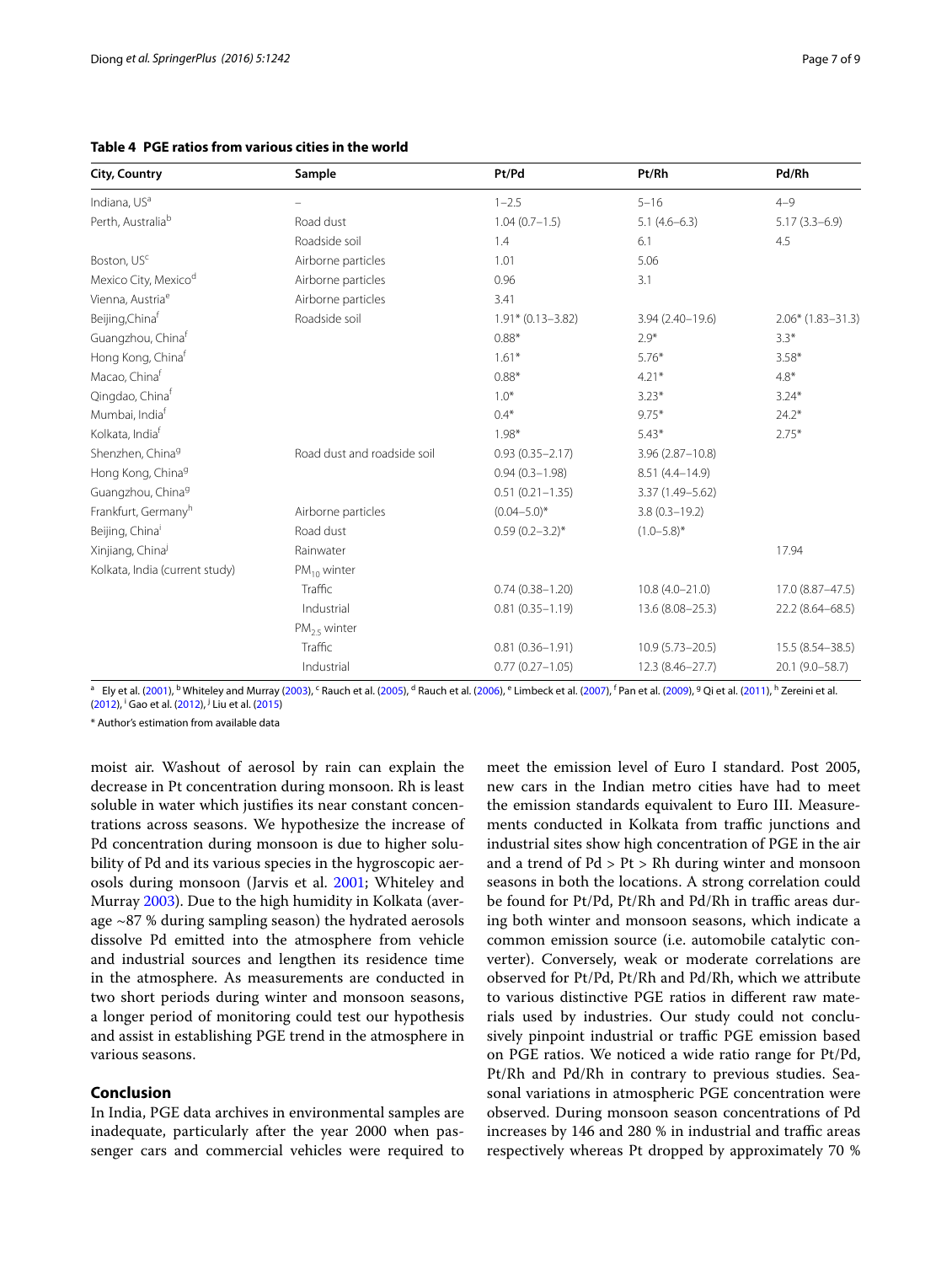**Table 4 PGE ratios from various cities in the world**

| City, Country | Sample | Pt/Pd | Pt/Rh | Pd/Rh |
|---|---|---|---|---|
| Indiana, US[a] | – | 1–2.5 | 5–16 | 4–9 |
| Perth, Australia[b] | Road dust | 1.04 (0.7–1.5) | 5.1 (4.6–6.3) | 5.17 (3.3–6.9) |
| | Roadside soil | 1.4 | 6.1 | 4.5 |
| Boston, US[c] | Airborne particles | 1.01 | 5.06 | |
| Mexico City, Mexico[d] | Airborne particles | 0.96 | 3.1 | |
| Vienna, Austria[e] | Airborne particles | 3.41 | | |
| Beijing,China[f] | Roadside soil | 1.91* (0.13–3.82) | 3.94 (2.40–19.6) | 2.06* (1.83–31.3) |
| Guangzhou, China[f] | | 0.88* | 2.9* | 3.3* |
| Hong Kong, China[f] | | 1.61* | 5.76* | 3.58* |
| Macao, China[f] | | 0.88* | 4.21* | 4.8* |
| Qingdao, China[f] | | 1.0* | 3.23* | 3.24* |
| Mumbai, India[f] | | 0.4* | 9.75* | 24.2* |
| Kolkata, India[f] | | 1.98* | 5.43* | 2.75* |
| Shenzhen, China[g] | Road dust and roadside soil | 0.93 (0.35–2.17) | 3.96 (2.87–10.8) | |
| Hong Kong, China[g] | | 0.94 (0.3–1.98) | 8.51 (4.4–14.9) | |
| Guangzhou, China[g] | | 0.51 (0.21–1.35) | 3.37 (1.49–5.62) | |
| Frankfurt, Germany[h] | Airborne particles | (0.04–5.0)* | 3.8 (0.3–19.2) | |
| Beijing, China[i] | Road dust | 0.59 (0.2–3.2)* | (1.0–5.8)* | |
| Xinjiang, China[j] | Rainwater | | | 17.94 |
| Kolkata, India (current study) | $PM_{10}$ winter | | | |
| | Traffic | 0.74 (0.38–1.20) | 10.8 (4.0–21.0) | 17.0 (8.87–47.5) |
| | Industrial | 0.81 (0.35–1.19) | 13.6 (8.08–25.3) | 22.2 (8.64–68.5) |
| | $PM_{2.5}$ winter | | | |
| | Traffic | 0.81 (0.36–1.91) | 10.9 (5.73–20.5) | 15.5 (8.54–38.5) |
| | Industrial | 0.77 (0.27–1.05) | 12.3 (8.46–27.7) | 20.1 (9.0–58.7) |

[a] Ely et al. (2001), [b] Whiteley and Murray (2003), [c] Rauch et al. (2005), [d] Rauch et al. (2006), [e] Limbeck et al. (2007), [f] Pan et al. (2009), [g] Qi et al. (2011), [h] Zereini et al. (2012), [i] Gao et al. (2012), [j] Liu et al. (2015)

\* Author's estimation from available data

moist air. Washout of aerosol by rain can explain the decrease in Pt concentration during monsoon. Rh is least soluble in water which justifies its near constant concentrations across seasons. We hypothesize the increase of Pd concentration during monsoon is due to higher solubility of Pd and its various species in the hygroscopic aerosols during monsoon (Jarvis et al. 2001; Whiteley and Murray 2003). Due to the high humidity in Kolkata (average ~87 % during sampling season) the hydrated aerosols dissolve Pd emitted into the atmosphere from vehicle and industrial sources and lengthen its residence time in the atmosphere. As measurements are conducted in two short periods during winter and monsoon seasons, a longer period of monitoring could test our hypothesis and assist in establishing PGE trend in the atmosphere in various seasons.

## Conclusion

In India, PGE data archives in environmental samples are inadequate, particularly after the year 2000 when passenger cars and commercial vehicles were required to meet the emission level of Euro I standard. Post 2005, new cars in the Indian metro cities have had to meet the emission standards equivalent to Euro III. Measurements conducted in Kolkata from traffic junctions and industrial sites show high concentration of PGE in the air and a trend of Pd > Pt > Rh during winter and monsoon seasons in both the locations. A strong correlation could be found for Pt/Pd, Pt/Rh and Pd/Rh in traffic areas during both winter and monsoon seasons, which indicate a common emission source (i.e. automobile catalytic converter). Conversely, weak or moderate correlations are observed for Pt/Pd, Pt/Rh and Pd/Rh, which we attribute to various distinctive PGE ratios in different raw materials used by industries. Our study could not conclusively pinpoint industrial or traffic PGE emission based on PGE ratios. We noticed a wide ratio range for Pt/Pd, Pt/Rh and Pd/Rh in contrary to previous studies. Seasonal variations in atmospheric PGE concentration were observed. During monsoon season concentrations of Pd increases by 146 and 280 % in industrial and traffic areas respectively whereas Pt dropped by approximately 70 %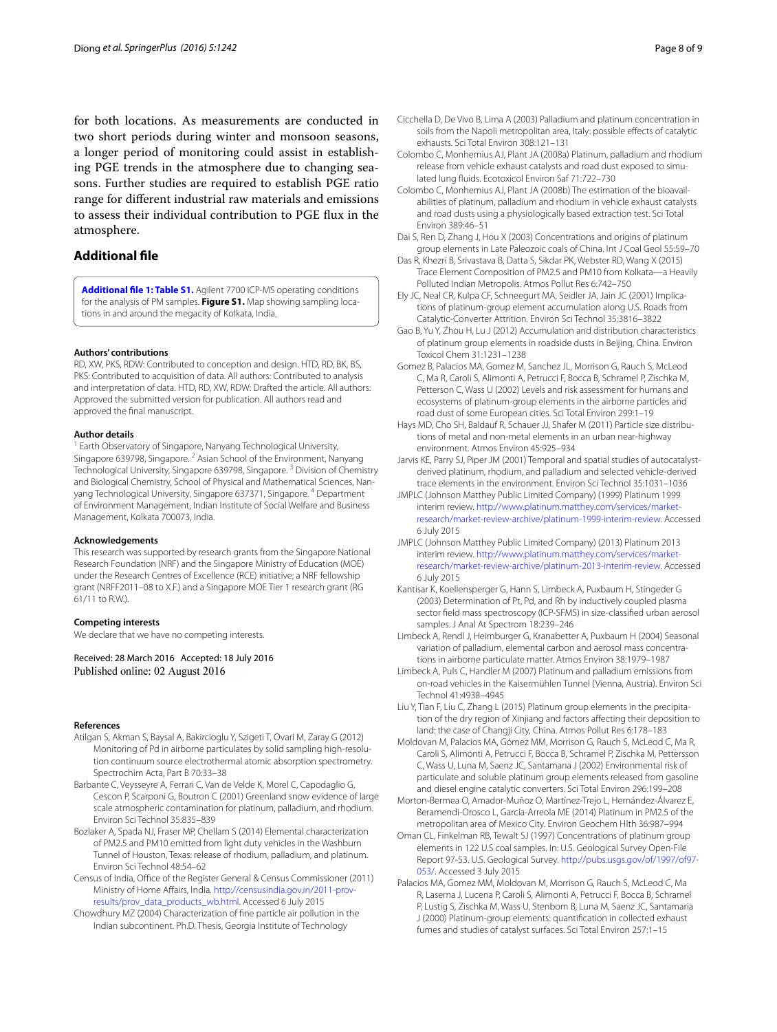for both locations. As measurements are conducted in two short periods during winter and monsoon seasons, a longer period of monitoring could assist in establishing PGE trends in the atmosphere due to changing seasons. Further studies are required to establish PGE ratio range for different industrial raw materials and emissions to assess their individual contribution to PGE flux in the atmosphere.

## Additional file

**Additional file 1: Table S1.** Agilent 7700 ICP-MS operating conditions for the analysis of PM samples. **Figure S1.** Map showing sampling locations in and around the megacity of Kolkata, India.

#### Authors' contributions

RD, XW, PKS, RDW: Contributed to conception and design. HTD, RD, BK, BS, PKS: Contributed to acquisition of data. All authors: Contributed to analysis and interpretation of data. HTD, RD, XW, RDW: Drafted the article. All authors: Approved the submitted version for publication. All authors read and approved the final manuscript.

#### Author details

[1] Earth Observatory of Singapore, Nanyang Technological University, Singapore 639798, Singapore. [2] Asian School of the Environment, Nanyang Technological University, Singapore 639798, Singapore. [3] Division of Chemistry and Biological Chemistry, School of Physical and Mathematical Sciences, Nanyang Technological University, Singapore 637371, Singapore. [4] Department of Environment Management, Indian Institute of Social Welfare and Business Management, Kolkata 700073, India.

#### Acknowledgements

This research was supported by research grants from the Singapore National Research Foundation (NRF) and the Singapore Ministry of Education (MOE) under the Research Centres of Excellence (RCE) initiative; a NRF fellowship grant (NRFF2011–08 to X.F.) and a Singapore MOE Tier 1 research grant (RG 61/11 to R.W.).

#### Competing interests

We declare that we have no competing interests.

Received: 28 March 2016 Accepted: 18 July 2016
Published online: 02 August 2016

#### References

Atilgan S, Akman S, Baysal A, Bakircioglu Y, Szigeti T, Ovari M, Zaray G (2012) Monitoring of Pd in airborne particulates by solid sampling high-resolution continuum source electrothermal atomic absorption spectrometry. Spectrochim Acta, Part B 70:33–38

Barbante C, Veysseyre A, Ferrari C, Van de Velde K, Morel C, Capodaglio G, Cescon P, Scarponi G, Boutron C (2001) Greenland snow evidence of large scale atmospheric contamination for platinum, palladium, and rhodium. Environ Sci Technol 35:835–839

Bozlaker A, Spada NJ, Fraser MP, Chellam S (2014) Elemental characterization of PM2.5 and PM10 emitted from light duty vehicles in the Washburn Tunnel of Houston, Texas: release of rhodium, palladium, and platinum. Environ Sci Technol 48:54–62

Census of India, Office of the Register General & Census Commissioner (2011) Ministry of Home Affairs, India. http://censusindia.gov.in/2011-prov-results/prov_data_products_wb.html. Accessed 6 July 2015

Chowdhury MZ (2004) Characterization of fine particle air pollution in the Indian subcontinent. Ph.D. Thesis, Georgia Institute of Technology

Cicchella D, De Vivo B, Lima A (2003) Palladium and platinum concentration in soils from the Napoli metropolitan area, Italy: possible effects of catalytic exhausts. Sci Total Environ 308:121–131

Colombo C, Monhemius AJ, Plant JA (2008a) Platinum, palladium and rhodium release from vehicle exhaust catalysts and road dust exposed to simulated lung fluids. Ecotoxicol Environ Saf 71:722–730

Colombo C, Monhemius AJ, Plant JA (2008b) The estimation of the bioavailabilities of platinum, palladium and rhodium in vehicle exhaust catalysts and road dusts using a physiologically based extraction test. Sci Total Environ 389:46–51

Dai S, Ren D, Zhang J, Hou X (2003) Concentrations and origins of platinum group elements in Late Paleozoic coals of China. Int J Coal Geol 55:59–70

Das R, Khezri B, Srivastava B, Datta S, Sikdar PK, Webster RD, Wang X (2015) Trace Element Composition of PM2.5 and PM10 from Kolkata—a Heavily Polluted Indian Metropolis. Atmos Pollut Res 6:742–750

Ely JC, Neal CR, Kulpa CF, Schneegurt MA, Seidler JA, Jain JC (2001) Implications of platinum-group element accumulation along U.S. Roads from Catalytic-Converter Attrition. Environ Sci Technol 35:3816–3822

Gao B, Yu Y, Zhou H, Lu J (2012) Accumulation and distribution characteristics of platinum group elements in roadside dusts in Beijing, China. Environ Toxicol Chem 31:1231–1238

Gomez B, Palacios MA, Gomez M, Sanchez JL, Morrison G, Rauch S, McLeod C, Ma R, Caroli S, Alimonti A, Petrucci F, Bocca B, Schramel P, Zischka M, Petterson C, Wass U (2002) Levels and risk assessment for humans and ecosystems of platinum-group elements in the airborne particles and road dust of some European cities. Sci Total Environ 299:1–19

Hays MD, Cho SH, Baldauf R, Schauer JJ, Shafer M (2011) Particle size distributions of metal and non-metal elements in an urban near-highway environment. Atmos Environ 45:925–934

Jarvis KE, Parry SJ, Piper JM (2001) Temporal and spatial studies of autocatalyst-derived platinum, rhodium, and palladium and selected vehicle-derived trace elements in the environment. Environ Sci Technol 35:1031–1036

JMPLC (Johnson Matthey Public Limited Company) (1999) Platinum 1999 interim review. http://www.platinum.matthey.com/services/market-research/market-review-archive/platinum-1999-interim-review. Accessed 6 July 2015

JMPLC (Johnson Matthey Public Limited Company) (2013) Platinum 2013 interim review. http://www.platinum.matthey.com/services/market-research/market-review-archive/platinum-2013-interim-review. Accessed 6 July 2015

Kantisar K, Koellensperger G, Hann S, Limbeck A, Puxbaum H, Stingeder G (2003) Determination of Pt, Pd, and Rh by inductively coupled plasma sector field mass spectroscopy (ICP-SFMS) in size-classified urban aerosol samples. J Anal At Spectrom 18:239–246

Limbeck A, Rendl J, Heimburger G, Kranabetter A, Puxbaum H (2004) Seasonal variation of palladium, elemental carbon and aerosol mass concentrations in airborne particulate matter. Atmos Environ 38:1979–1987

Limbeck A, Puls C, Handler M (2007) Platinum and palladium emissions from on-road vehicles in the Kaisermühlen Tunnel (Vienna, Austria). Environ Sci Technol 41:4938–4945

Liu Y, Tian F, Liu C, Zhang L (2015) Platinum group elements in the precipitation of the dry region of Xinjiang and factors affecting their deposition to land: the case of Changji City, China. Atmos Pollut Res 6:178–183

Moldovan M, Palacios MA, Gómez MM, Morrison G, Rauch S, McLeod C, Ma R, Caroli S, Alimonti A, Petrucci F, Bocca B, Schramel P, Zischka M, Pettersson C, Wass U, Luna M, Saenz JC, Santamaria J (2002) Environmental risk of particulate and soluble platinum group elements released from gasoline and diesel engine catalytic converters. Sci Total Environ 296:199–208

Morton-Bermea O, Amador-Muñoz O, Martínez-Trejo L, Hernández-Álvarez E, Beramendi-Orosco L, García-Arreola ME (2014) Platinum in PM2.5 of the metropolitan area of Mexico City. Environ Geochem Hlth 36:987–994

Oman CL, Finkelman RB, Tewalt SJ (1997) Concentrations of platinum group elements in 122 U.S coal samples. In: U.S. Geological Survey Open-File Report 97-53. U.S. Geological Survey. http://pubs.usgs.gov/of/1997/of97-053/. Accessed 3 July 2015

Palacios MA, Gomez MM, Moldovan M, Morrison G, Rauch S, McLeod C, Ma R, Laserna J, Lucena P, Caroli S, Alimonti A, Petrucci F, Bocca B, Schramel P, Lustig S, Zischka M, Wass U, Stenbom B, Luna M, Saenz JC, Santamaria J (2000) Platinum-group elements: quantification in collected exhaust fumes and studies of catalyst surfaces. Sci Total Environ 257:1–15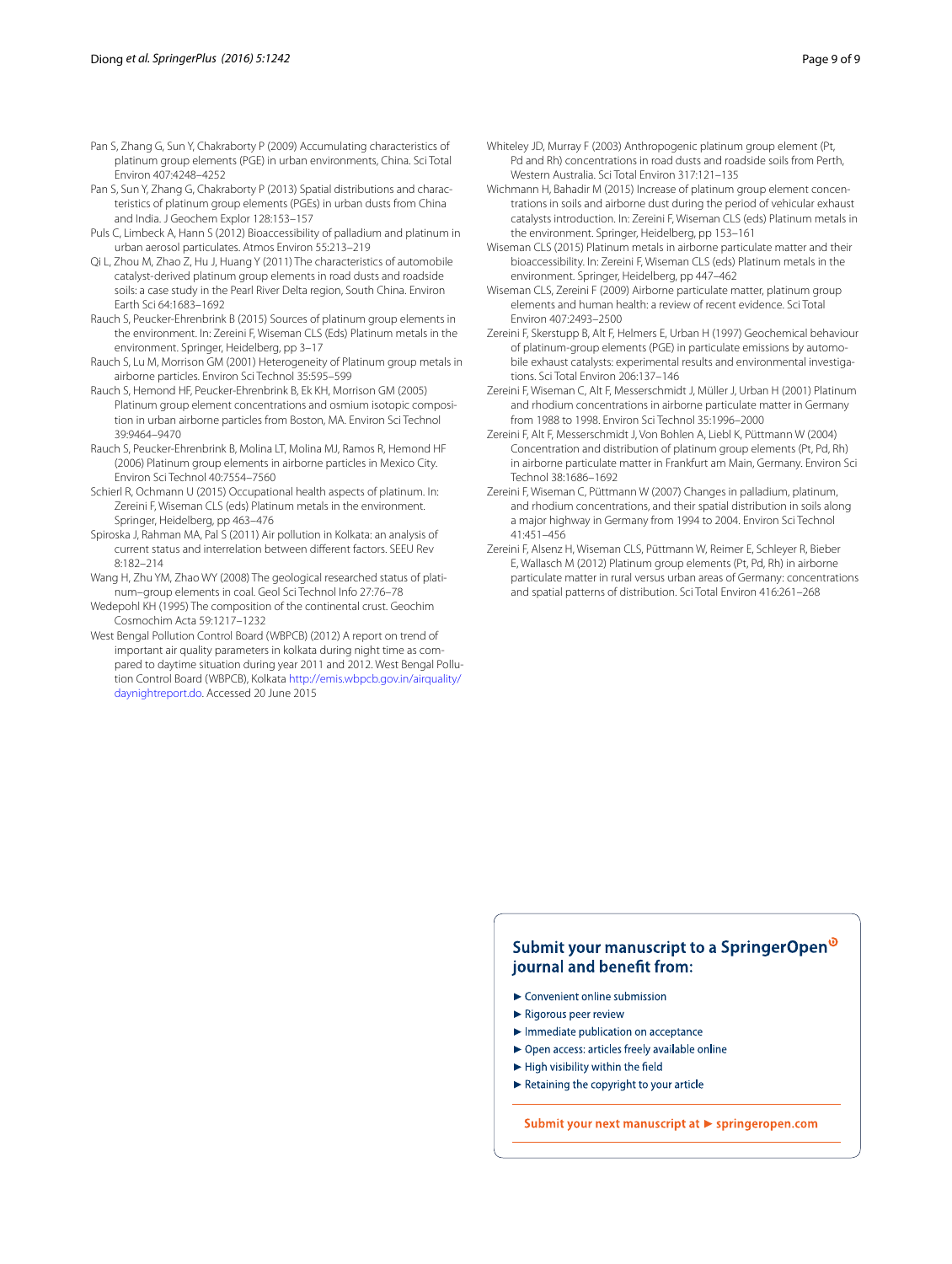Pan S, Zhang G, Sun Y, Chakraborty P (2009) Accumulating characteristics of platinum group elements (PGE) in urban environments, China. Sci Total Environ 407:4248–4252

Pan S, Sun Y, Zhang G, Chakraborty P (2013) Spatial distributions and characteristics of platinum group elements (PGEs) in urban dusts from China and India. J Geochem Explor 128:153–157

Puls C, Limbeck A, Hann S (2012) Bioaccessibility of palladium and platinum in urban aerosol particulates. Atmos Environ 55:213–219

Qi L, Zhou M, Zhao Z, Hu J, Huang Y (2011) The characteristics of automobile catalyst-derived platinum group elements in road dusts and roadside soils: a case study in the Pearl River Delta region, South China. Environ Earth Sci 64:1683–1692

Rauch S, Peucker-Ehrenbrink B (2015) Sources of platinum group elements in the environment. In: Zereini F, Wiseman CLS (Eds) Platinum metals in the environment. Springer, Heidelberg, pp 3–17

Rauch S, Lu M, Morrison GM (2001) Heterogeneity of Platinum group metals in airborne particles. Environ Sci Technol 35:595–599

Rauch S, Hemond HF, Peucker-Ehrenbrink B, Ek KH, Morrison GM (2005) Platinum group element concentrations and osmium isotopic composition in urban airborne particles from Boston, MA. Environ Sci Technol 39:9464–9470

Rauch S, Peucker-Ehrenbrink B, Molina LT, Molina MJ, Ramos R, Hemond HF (2006) Platinum group elements in airborne particles in Mexico City. Environ Sci Technol 40:7554–7560

Schierl R, Ochmann U (2015) Occupational health aspects of platinum. In: Zereini F, Wiseman CLS (eds) Platinum metals in the environment. Springer, Heidelberg, pp 463–476

Spiroska J, Rahman MA, Pal S (2011) Air pollution in Kolkata: an analysis of current status and interrelation between different factors. SEEU Rev 8:182–214

Wang H, Zhu YM, Zhao WY (2008) The geological researched status of platinum–group elements in coal. Geol Sci Technol Info 27:76–78

Wedepohl KH (1995) The composition of the continental crust. Geochim Cosmochim Acta 59:1217–1232

West Bengal Pollution Control Board (WBPCB) (2012) A report on trend of important air quality parameters in kolkata during night time as compared to daytime situation during year 2011 and 2012. West Bengal Pollution Control Board (WBPCB), Kolkata http://emis.wbpcb.gov.in/airquality/daynightreport.do. Accessed 20 June 2015

Whiteley JD, Murray F (2003) Anthropogenic platinum group element (Pt, Pd and Rh) concentrations in road dusts and roadside soils from Perth, Western Australia. Sci Total Environ 317:121–135

Wichmann H, Bahadir M (2015) Increase of platinum group element concentrations in soils and airborne dust during the period of vehicular exhaust catalysts introduction. In: Zereini F, Wiseman CLS (eds) Platinum metals in the environment. Springer, Heidelberg, pp 153–161

Wiseman CLS (2015) Platinum metals in airborne particulate matter and their bioaccessibility. In: Zereini F, Wiseman CLS (eds) Platinum metals in the environment. Springer, Heidelberg, pp 447–462

Wiseman CLS, Zereini F (2009) Airborne particulate matter, platinum group elements and human health: a review of recent evidence. Sci Total Environ 407:2493–2500

Zereini F, Skerstupp B, Alt F, Helmers E, Urban H (1997) Geochemical behaviour of platinum-group elements (PGE) in particulate emissions by automobile exhaust catalysts: experimental results and environmental investigations. Sci Total Environ 206:137–146

Zereini F, Wiseman C, Alt F, Messerschmidt J, Müller J, Urban H (2001) Platinum and rhodium concentrations in airborne particulate matter in Germany from 1988 to 1998. Environ Sci Technol 35:1996–2000

Zereini F, Alt F, Messerschmidt J, Von Bohlen A, Liebl K, Püttmann W (2004) Concentration and distribution of platinum group elements (Pt, Pd, Rh) in airborne particulate matter in Frankfurt am Main, Germany. Environ Sci Technol 38:1686–1692

Zereini F, Wiseman C, Püttmann W (2007) Changes in palladium, platinum, and rhodium concentrations, and their spatial distribution in soils along a major highway in Germany from 1994 to 2004. Environ Sci Technol 41:451–456

Zereini F, Alsenz H, Wiseman CLS, Püttmann W, Reimer E, Schleyer R, Bieber E, Wallasch M (2012) Platinum group elements (Pt, Pd, Rh) in airborne particulate matter in rural versus urban areas of Germany: concentrations and spatial patterns of distribution. Sci Total Environ 416:261–268

**Submit your manuscript to a SpringerOpen journal and benefit from:**

- ► Convenient online submission
- ► Rigorous peer review
- ► Immediate publication on acceptance
- ► Open access: articles freely available online
- ► High visibility within the field
- ► Retaining the copyright to your article

**Submit your next manuscript at ► springeropen.com**